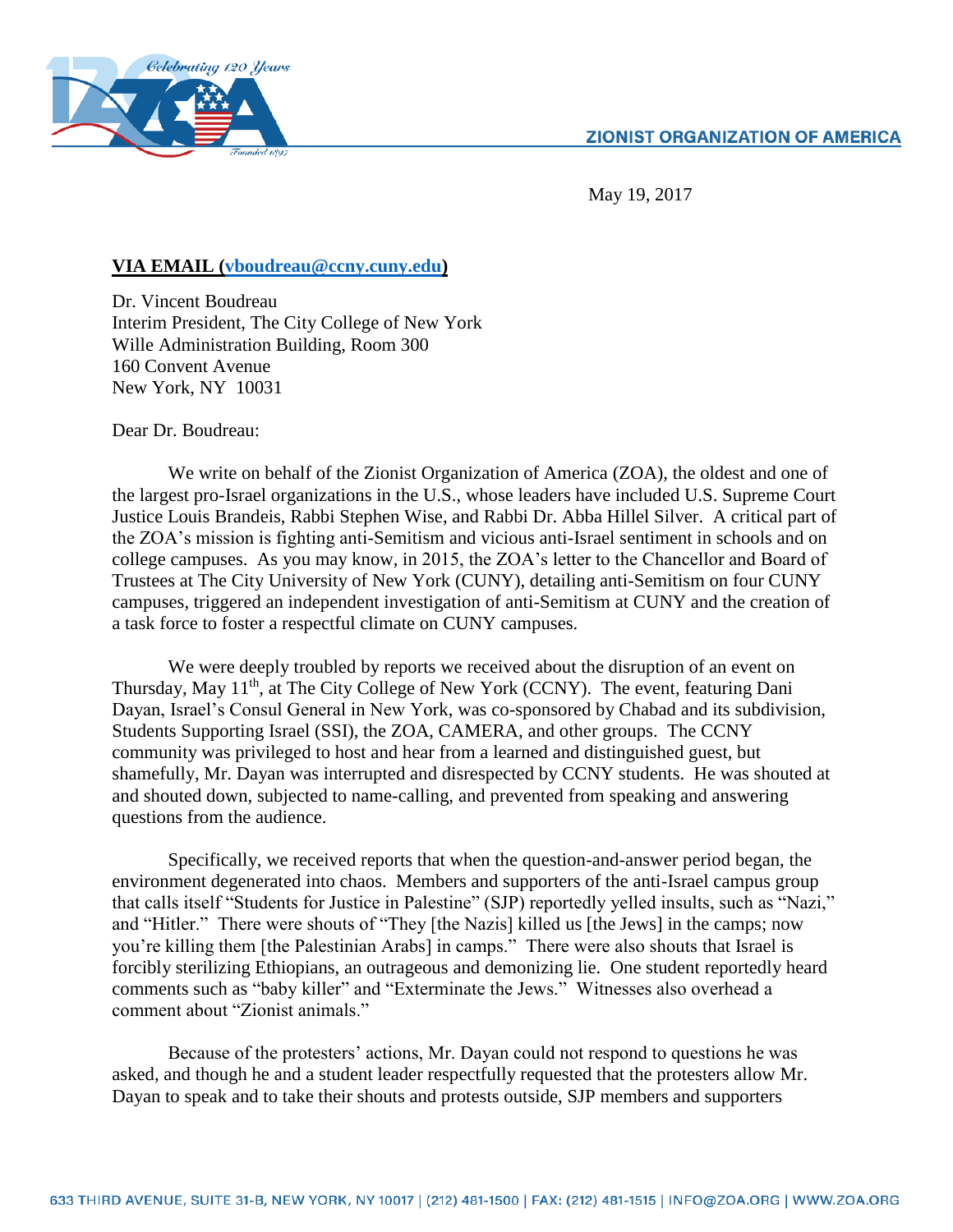ZIONIST ORGANIZATION OF AMERICA

May 19, 2017

**VIA EMAIL (vboudreau@ccny.cuny.edu)**

Dr. Vincent Boudreau
Interim President, The City College of New York
Wille Administration Building, Room 300
160 Convent Avenue
New York, NY 10031

Dear Dr. Boudreau:

We write on behalf of the Zionist Organization of America (ZOA), the oldest and one of the largest pro-Israel organizations in the U.S., whose leaders have included U.S. Supreme Court Justice Louis Brandeis, Rabbi Stephen Wise, and Rabbi Dr. Abba Hillel Silver. A critical part of the ZOA's mission is fighting anti-Semitism and vicious anti-Israel sentiment in schools and on college campuses. As you may know, in 2015, the ZOA's letter to the Chancellor and Board of Trustees at The City University of New York (CUNY), detailing anti-Semitism on four CUNY campuses, triggered an independent investigation of anti-Semitism at CUNY and the creation of a task force to foster a respectful climate on CUNY campuses.

We were deeply troubled by reports we received about the disruption of an event on Thursday, May 11th, at The City College of New York (CCNY). The event, featuring Dani Dayan, Israel's Consul General in New York, was co-sponsored by Chabad and its subdivision, Students Supporting Israel (SSI), the ZOA, CAMERA, and other groups. The CCNY community was privileged to host and hear from a learned and distinguished guest, but shamefully, Mr. Dayan was interrupted and disrespected by CCNY students. He was shouted at and shouted down, subjected to name-calling, and prevented from speaking and answering questions from the audience.

Specifically, we received reports that when the question-and-answer period began, the environment degenerated into chaos. Members and supporters of the anti-Israel campus group that calls itself "Students for Justice in Palestine" (SJP) reportedly yelled insults, such as "Nazi," and "Hitler." There were shouts of "They [the Nazis] killed us [the Jews] in the camps; now you're killing them [the Palestinian Arabs] in camps." There were also shouts that Israel is forcibly sterilizing Ethiopians, an outrageous and demonizing lie. One student reportedly heard comments such as "baby killer" and "Exterminate the Jews." Witnesses also overhead a comment about "Zionist animals."

Because of the protesters' actions, Mr. Dayan could not respond to questions he was asked, and though he and a student leader respectfully requested that the protesters allow Mr. Dayan to speak and to take their shouts and protests outside, SJP members and supporters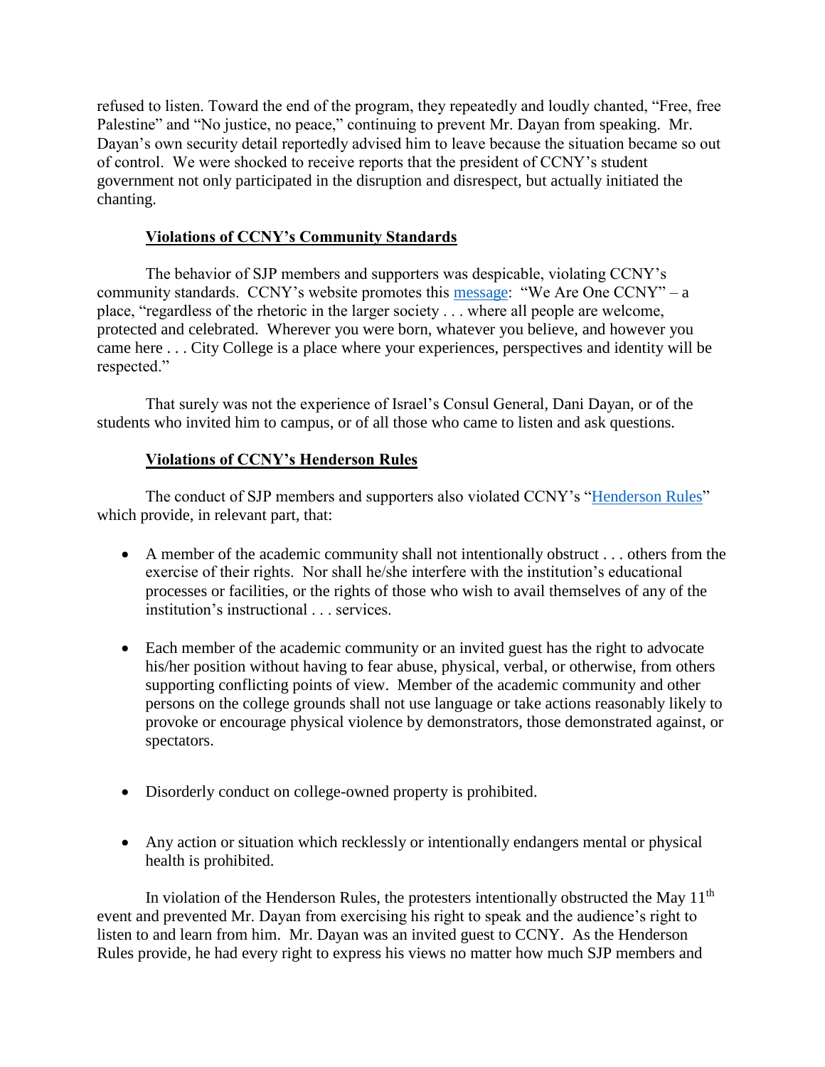refused to listen. Toward the end of the program, they repeatedly and loudly chanted, "Free, free Palestine" and "No justice, no peace," continuing to prevent Mr. Dayan from speaking. Mr. Dayan's own security detail reportedly advised him to leave because the situation became so out of control. We were shocked to receive reports that the president of CCNY's student government not only participated in the disruption and disrespect, but actually initiated the chanting.

**Violations of CCNY's Community Standards**

The behavior of SJP members and supporters was despicable, violating CCNY's community standards. CCNY's website promotes this message: "We Are One CCNY" – a place, "regardless of the rhetoric in the larger society . . . where all people are welcome, protected and celebrated. Wherever you were born, whatever you believe, and however you came here . . . City College is a place where your experiences, perspectives and identity will be respected."

That surely was not the experience of Israel's Consul General, Dani Dayan, or of the students who invited him to campus, or of all those who came to listen and ask questions.

**Violations of CCNY's Henderson Rules**

The conduct of SJP members and supporters also violated CCNY's "Henderson Rules" which provide, in relevant part, that:

- A member of the academic community shall not intentionally obstruct . . . others from the exercise of their rights. Nor shall he/she interfere with the institution's educational processes or facilities, or the rights of those who wish to avail themselves of any of the institution's instructional . . . services.

- Each member of the academic community or an invited guest has the right to advocate his/her position without having to fear abuse, physical, verbal, or otherwise, from others supporting conflicting points of view. Member of the academic community and other persons on the college grounds shall not use language or take actions reasonably likely to provoke or encourage physical violence by demonstrators, those demonstrated against, or spectators.

- Disorderly conduct on college-owned property is prohibited.

- Any action or situation which recklessly or intentionally endangers mental or physical health is prohibited.

In violation of the Henderson Rules, the protesters intentionally obstructed the May 11th event and prevented Mr. Dayan from exercising his right to speak and the audience's right to listen to and learn from him. Mr. Dayan was an invited guest to CCNY. As the Henderson Rules provide, he had every right to express his views no matter how much SJP members and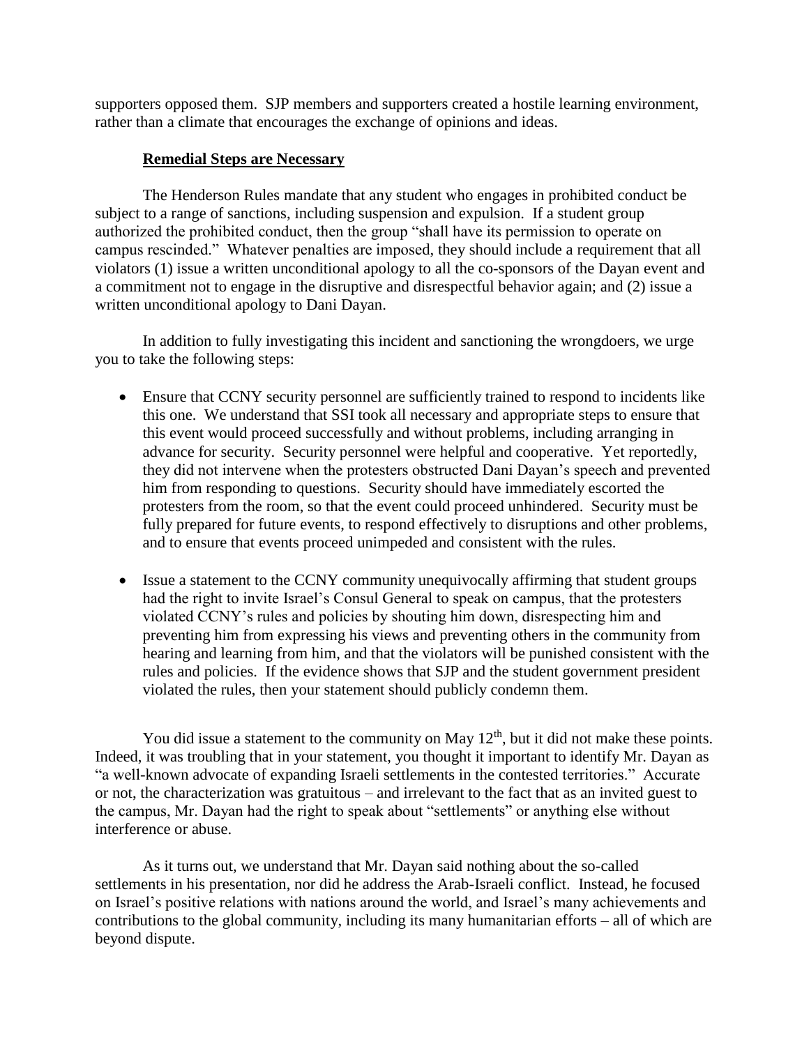supporters opposed them. SJP members and supporters created a hostile learning environment, rather than a climate that encourages the exchange of opinions and ideas.

**Remedial Steps are Necessary**

The Henderson Rules mandate that any student who engages in prohibited conduct be subject to a range of sanctions, including suspension and expulsion. If a student group authorized the prohibited conduct, then the group "shall have its permission to operate on campus rescinded." Whatever penalties are imposed, they should include a requirement that all violators (1) issue a written unconditional apology to all the co-sponsors of the Dayan event and a commitment not to engage in the disruptive and disrespectful behavior again; and (2) issue a written unconditional apology to Dani Dayan.

In addition to fully investigating this incident and sanctioning the wrongdoers, we urge you to take the following steps:

- Ensure that CCNY security personnel are sufficiently trained to respond to incidents like this one. We understand that SSI took all necessary and appropriate steps to ensure that this event would proceed successfully and without problems, including arranging in advance for security. Security personnel were helpful and cooperative. Yet reportedly, they did not intervene when the protesters obstructed Dani Dayan's speech and prevented him from responding to questions. Security should have immediately escorted the protesters from the room, so that the event could proceed unhindered. Security must be fully prepared for future events, to respond effectively to disruptions and other problems, and to ensure that events proceed unimpeded and consistent with the rules.

- Issue a statement to the CCNY community unequivocally affirming that student groups had the right to invite Israel's Consul General to speak on campus, that the protesters violated CCNY's rules and policies by shouting him down, disrespecting him and preventing him from expressing his views and preventing others in the community from hearing and learning from him, and that the violators will be punished consistent with the rules and policies. If the evidence shows that SJP and the student government president violated the rules, then your statement should publicly condemn them.

You did issue a statement to the community on May 12th, but it did not make these points. Indeed, it was troubling that in your statement, you thought it important to identify Mr. Dayan as "a well-known advocate of expanding Israeli settlements in the contested territories." Accurate or not, the characterization was gratuitous – and irrelevant to the fact that as an invited guest to the campus, Mr. Dayan had the right to speak about "settlements" or anything else without interference or abuse.

As it turns out, we understand that Mr. Dayan said nothing about the so-called settlements in his presentation, nor did he address the Arab-Israeli conflict. Instead, he focused on Israel's positive relations with nations around the world, and Israel's many achievements and contributions to the global community, including its many humanitarian efforts – all of which are beyond dispute.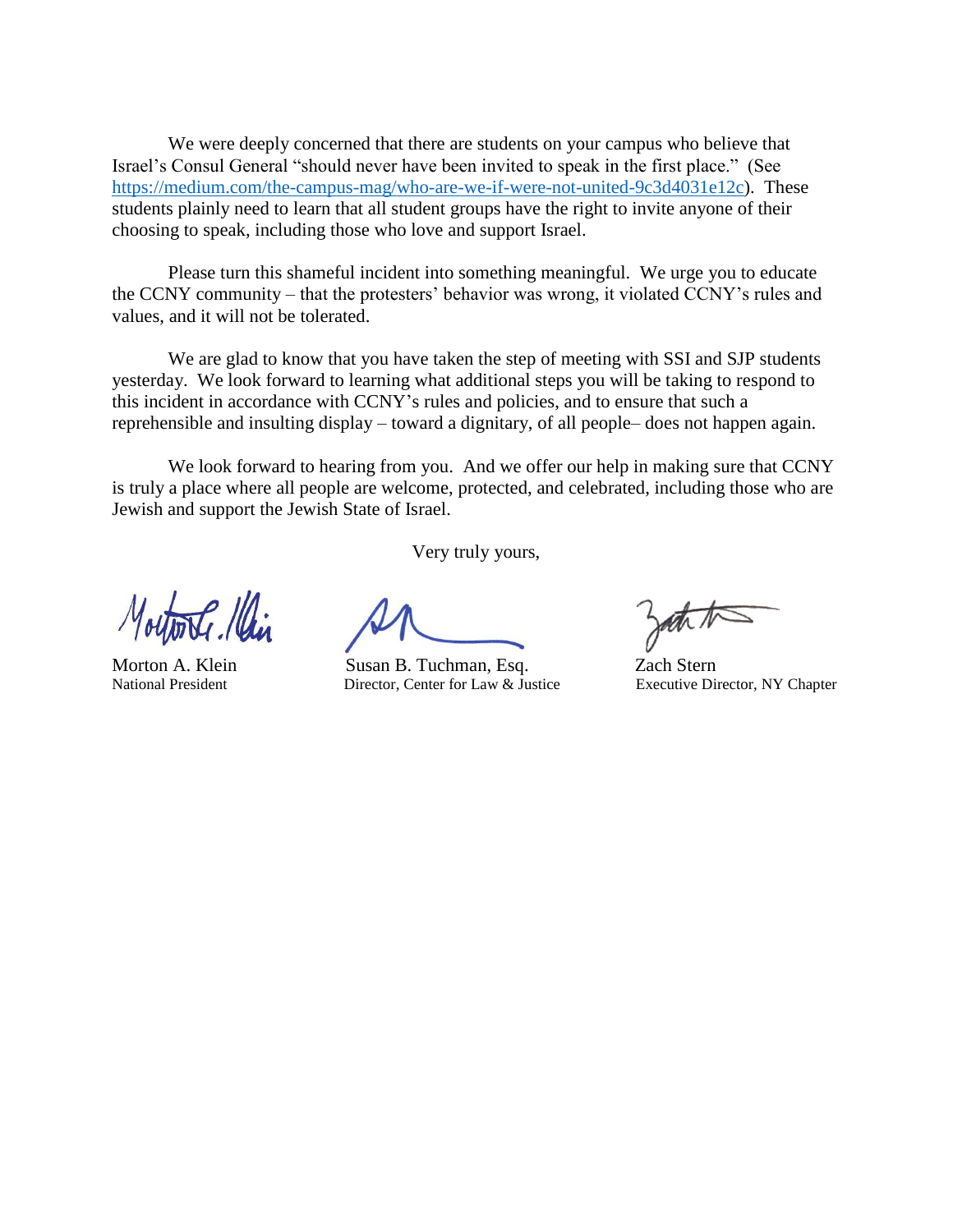We were deeply concerned that there are students on your campus who believe that Israel's Consul General "should never have been invited to speak in the first place." (See https://medium.com/the-campus-mag/who-are-we-if-were-not-united-9c3d4031e12c). These students plainly need to learn that all student groups have the right to invite anyone of their choosing to speak, including those who love and support Israel.

Please turn this shameful incident into something meaningful. We urge you to educate the CCNY community – that the protesters' behavior was wrong, it violated CCNY's rules and values, and it will not be tolerated.

We are glad to know that you have taken the step of meeting with SSI and SJP students yesterday. We look forward to learning what additional steps you will be taking to respond to this incident in accordance with CCNY's rules and policies, and to ensure that such a reprehensible and insulting display – toward a dignitary, of all people– does not happen again.

We look forward to hearing from you. And we offer our help in making sure that CCNY is truly a place where all people are welcome, protected, and celebrated, including those who are Jewish and support the Jewish State of Israel.

Very truly yours,

Morton A. Klein
National President

Susan B. Tuchman, Esq.
Director, Center for Law & Justice

Zach Stern
Executive Director, NY Chapter